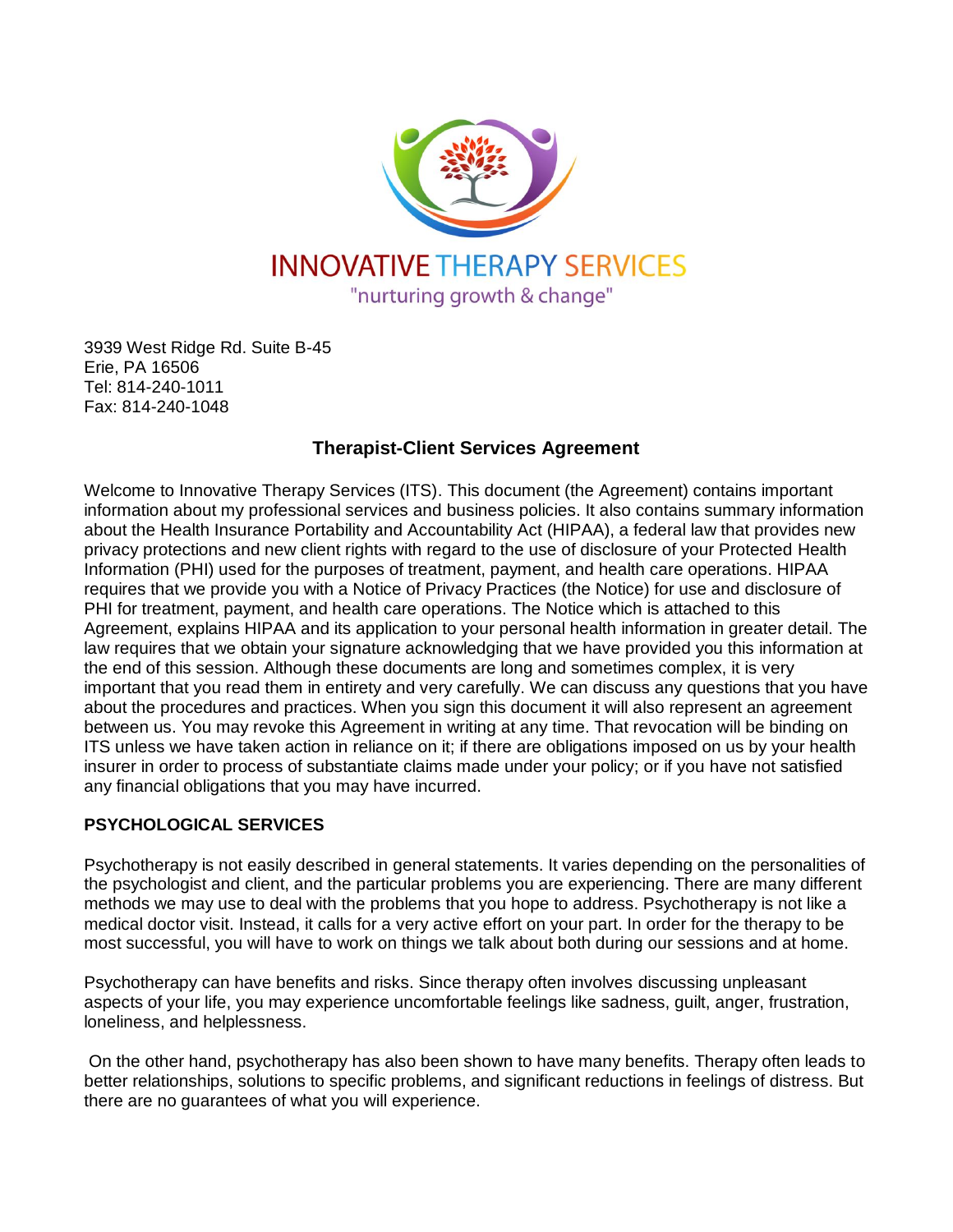INNOVATIVE THERAPY SERVICES

"nurturing growth & change"

3939 West Ridge Rd. Suite B-45
Erie, PA 16506
Tel: 814-240-1011
Fax: 814-240-1048

## Therapist-Client Services Agreement

Welcome to Innovative Therapy Services (ITS). This document (the Agreement) contains important information about my professional services and business policies. It also contains summary information about the Health Insurance Portability and Accountability Act (HIPAA), a federal law that provides new privacy protections and new client rights with regard to the use of disclosure of your Protected Health Information (PHI) used for the purposes of treatment, payment, and health care operations. HIPAA requires that we provide you with a Notice of Privacy Practices (the Notice) for use and disclosure of PHI for treatment, payment, and health care operations. The Notice which is attached to this Agreement, explains HIPAA and its application to your personal health information in greater detail. The law requires that we obtain your signature acknowledging that we have provided you this information at the end of this session. Although these documents are long and sometimes complex, it is very important that you read them in entirety and very carefully. We can discuss any questions that you have about the procedures and practices. When you sign this document it will also represent an agreement between us. You may revoke this Agreement in writing at any time. That revocation will be binding on ITS unless we have taken action in reliance on it; if there are obligations imposed on us by your health insurer in order to process of substantiate claims made under your policy; or if you have not satisfied any financial obligations that you may have incurred.

### PSYCHOLOGICAL SERVICES

Psychotherapy is not easily described in general statements. It varies depending on the personalities of the psychologist and client, and the particular problems you are experiencing. There are many different methods we may use to deal with the problems that you hope to address. Psychotherapy is not like a medical doctor visit. Instead, it calls for a very active effort on your part. In order for the therapy to be most successful, you will have to work on things we talk about both during our sessions and at home.

Psychotherapy can have benefits and risks. Since therapy often involves discussing unpleasant aspects of your life, you may experience uncomfortable feelings like sadness, guilt, anger, frustration, loneliness, and helplessness.

On the other hand, psychotherapy has also been shown to have many benefits. Therapy often leads to better relationships, solutions to specific problems, and significant reductions in feelings of distress. But there are no guarantees of what you will experience.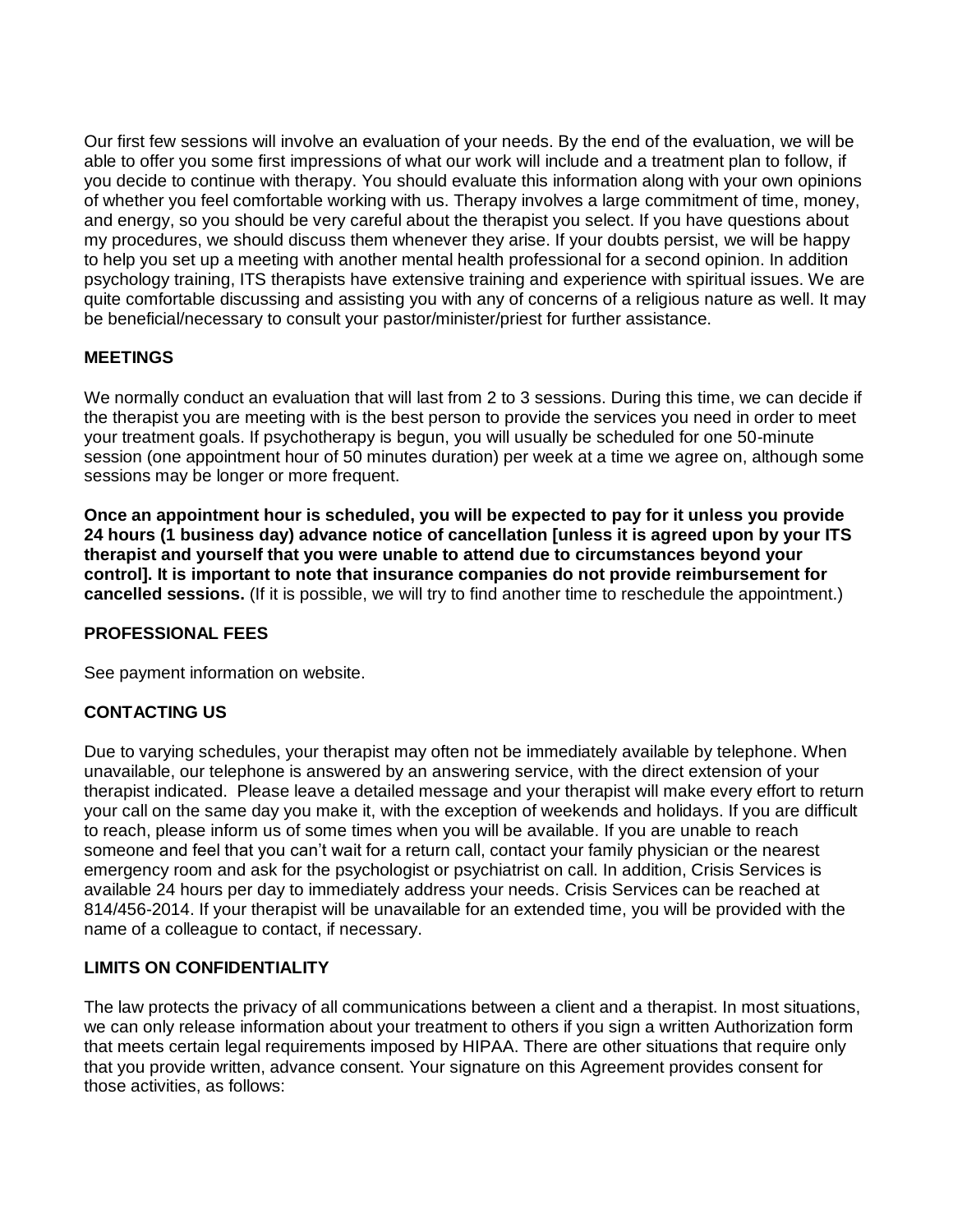Our first few sessions will involve an evaluation of your needs. By the end of the evaluation, we will be able to offer you some first impressions of what our work will include and a treatment plan to follow, if you decide to continue with therapy. You should evaluate this information along with your own opinions of whether you feel comfortable working with us. Therapy involves a large commitment of time, money, and energy, so you should be very careful about the therapist you select. If you have questions about my procedures, we should discuss them whenever they arise. If your doubts persist, we will be happy to help you set up a meeting with another mental health professional for a second opinion. In addition psychology training, ITS therapists have extensive training and experience with spiritual issues. We are quite comfortable discussing and assisting you with any of concerns of a religious nature as well. It may be beneficial/necessary to consult your pastor/minister/priest for further assistance.

**MEETINGS**

We normally conduct an evaluation that will last from 2 to 3 sessions. During this time, we can decide if the therapist you are meeting with is the best person to provide the services you need in order to meet your treatment goals. If psychotherapy is begun, you will usually be scheduled for one 50-minute session (one appointment hour of 50 minutes duration) per week at a time we agree on, although some sessions may be longer or more frequent.

**Once an appointment hour is scheduled, you will be expected to pay for it unless you provide 24 hours (1 business day) advance notice of cancellation [unless it is agreed upon by your ITS therapist and yourself that you were unable to attend due to circumstances beyond your control]. It is important to note that insurance companies do not provide reimbursement for cancelled sessions.** (If it is possible, we will try to find another time to reschedule the appointment.)

**PROFESSIONAL FEES**

See payment information on website.

**CONTACTING US**

Due to varying schedules, your therapist may often not be immediately available by telephone. When unavailable, our telephone is answered by an answering service, with the direct extension of your therapist indicated. Please leave a detailed message and your therapist will make every effort to return your call on the same day you make it, with the exception of weekends and holidays. If you are difficult to reach, please inform us of some times when you will be available. If you are unable to reach someone and feel that you can't wait for a return call, contact your family physician or the nearest emergency room and ask for the psychologist or psychiatrist on call. In addition, Crisis Services is available 24 hours per day to immediately address your needs. Crisis Services can be reached at 814/456-2014. If your therapist will be unavailable for an extended time, you will be provided with the name of a colleague to contact, if necessary.

**LIMITS ON CONFIDENTIALITY**

The law protects the privacy of all communications between a client and a therapist. In most situations, we can only release information about your treatment to others if you sign a written Authorization form that meets certain legal requirements imposed by HIPAA. There are other situations that require only that you provide written, advance consent. Your signature on this Agreement provides consent for those activities, as follows: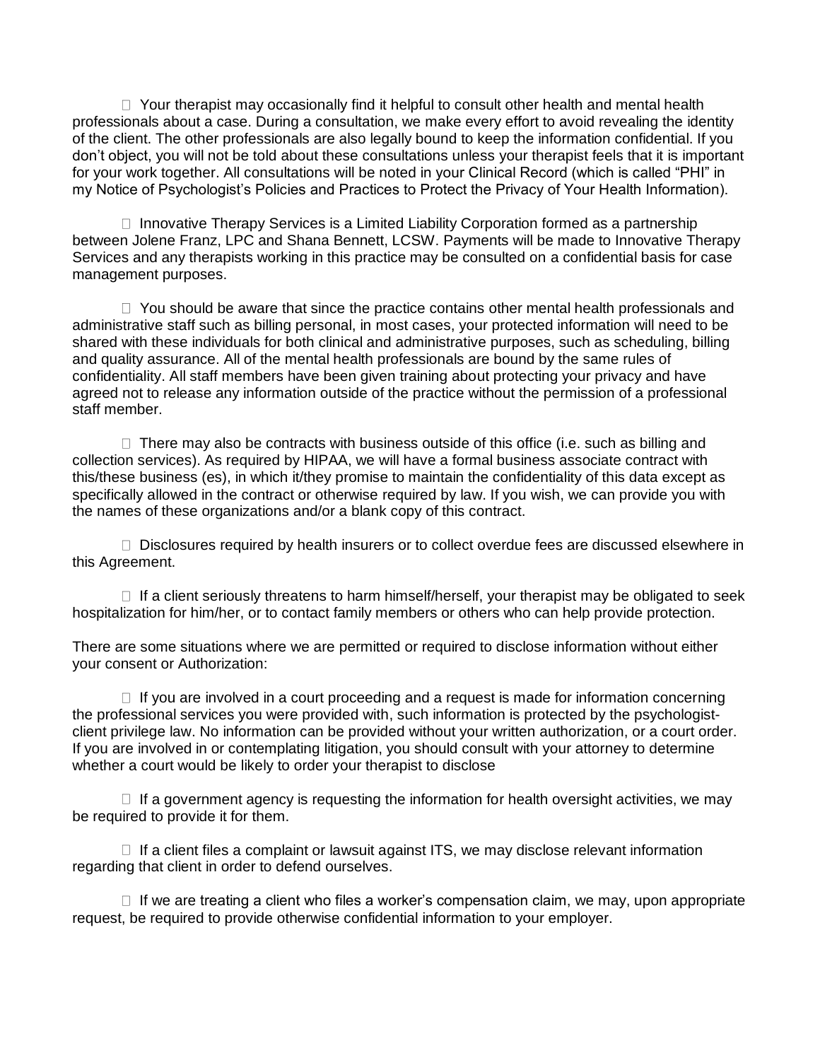- Your therapist may occasionally find it helpful to consult other health and mental health professionals about a case. During a consultation, we make every effort to avoid revealing the identity of the client. The other professionals are also legally bound to keep the information confidential. If you don't object, you will not be told about these consultations unless your therapist feels that it is important for your work together. All consultations will be noted in your Clinical Record (which is called "PHI" in my Notice of Psychologist's Policies and Practices to Protect the Privacy of Your Health Information).

- Innovative Therapy Services is a Limited Liability Corporation formed as a partnership between Jolene Franz, LPC and Shana Bennett, LCSW. Payments will be made to Innovative Therapy Services and any therapists working in this practice may be consulted on a confidential basis for case management purposes.

- You should be aware that since the practice contains other mental health professionals and administrative staff such as billing personal, in most cases, your protected information will need to be shared with these individuals for both clinical and administrative purposes, such as scheduling, billing and quality assurance. All of the mental health professionals are bound by the same rules of confidentiality. All staff members have been given training about protecting your privacy and have agreed not to release any information outside of the practice without the permission of a professional staff member.

- There may also be contracts with business outside of this office (i.e. such as billing and collection services). As required by HIPAA, we will have a formal business associate contract with this/these business (es), in which it/they promise to maintain the confidentiality of this data except as specifically allowed in the contract or otherwise required by law. If you wish, we can provide you with the names of these organizations and/or a blank copy of this contract.

- Disclosures required by health insurers or to collect overdue fees are discussed elsewhere in this Agreement.

- If a client seriously threatens to harm himself/herself, your therapist may be obligated to seek hospitalization for him/her, or to contact family members or others who can help provide protection.

There are some situations where we are permitted or required to disclose information without either your consent or Authorization:

- If you are involved in a court proceeding and a request is made for information concerning the professional services you were provided with, such information is protected by the psychologist-client privilege law. No information can be provided without your written authorization, or a court order. If you are involved in or contemplating litigation, you should consult with your attorney to determine whether a court would be likely to order your therapist to disclose

- If a government agency is requesting the information for health oversight activities, we may be required to provide it for them.

- If a client files a complaint or lawsuit against ITS, we may disclose relevant information regarding that client in order to defend ourselves.

- If we are treating a client who files a worker's compensation claim, we may, upon appropriate request, be required to provide otherwise confidential information to your employer.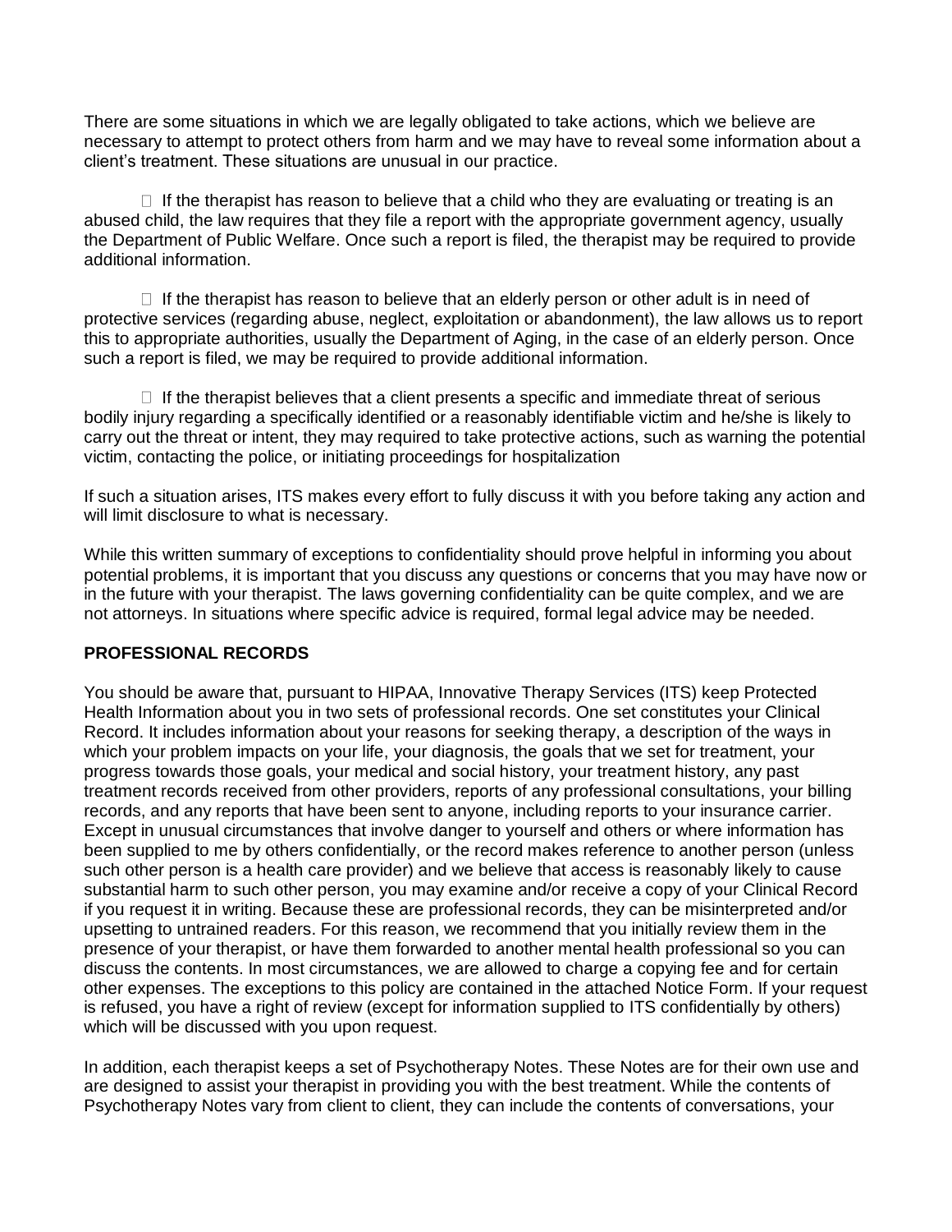There are some situations in which we are legally obligated to take actions, which we believe are necessary to attempt to protect others from harm and we may have to reveal some information about a client's treatment. These situations are unusual in our practice.

- If the therapist has reason to believe that a child who they are evaluating or treating is an abused child, the law requires that they file a report with the appropriate government agency, usually the Department of Public Welfare. Once such a report is filed, the therapist may be required to provide additional information.

- If the therapist has reason to believe that an elderly person or other adult is in need of protective services (regarding abuse, neglect, exploitation or abandonment), the law allows us to report this to appropriate authorities, usually the Department of Aging, in the case of an elderly person. Once such a report is filed, we may be required to provide additional information.

- If the therapist believes that a client presents a specific and immediate threat of serious bodily injury regarding a specifically identified or a reasonably identifiable victim and he/she is likely to carry out the threat or intent, they may required to take protective actions, such as warning the potential victim, contacting the police, or initiating proceedings for hospitalization

If such a situation arises, ITS makes every effort to fully discuss it with you before taking any action and will limit disclosure to what is necessary.

While this written summary of exceptions to confidentiality should prove helpful in informing you about potential problems, it is important that you discuss any questions or concerns that you may have now or in the future with your therapist. The laws governing confidentiality can be quite complex, and we are not attorneys. In situations where specific advice is required, formal legal advice may be needed.

**PROFESSIONAL RECORDS**

You should be aware that, pursuant to HIPAA, Innovative Therapy Services (ITS) keep Protected Health Information about you in two sets of professional records. One set constitutes your Clinical Record. It includes information about your reasons for seeking therapy, a description of the ways in which your problem impacts on your life, your diagnosis, the goals that we set for treatment, your progress towards those goals, your medical and social history, your treatment history, any past treatment records received from other providers, reports of any professional consultations, your billing records, and any reports that have been sent to anyone, including reports to your insurance carrier. Except in unusual circumstances that involve danger to yourself and others or where information has been supplied to me by others confidentially, or the record makes reference to another person (unless such other person is a health care provider) and we believe that access is reasonably likely to cause substantial harm to such other person, you may examine and/or receive a copy of your Clinical Record if you request it in writing. Because these are professional records, they can be misinterpreted and/or upsetting to untrained readers. For this reason, we recommend that you initially review them in the presence of your therapist, or have them forwarded to another mental health professional so you can discuss the contents. In most circumstances, we are allowed to charge a copying fee and for certain other expenses. The exceptions to this policy are contained in the attached Notice Form. If your request is refused, you have a right of review (except for information supplied to ITS confidentially by others) which will be discussed with you upon request.

In addition, each therapist keeps a set of Psychotherapy Notes. These Notes are for their own use and are designed to assist your therapist in providing you with the best treatment. While the contents of Psychotherapy Notes vary from client to client, they can include the contents of conversations, your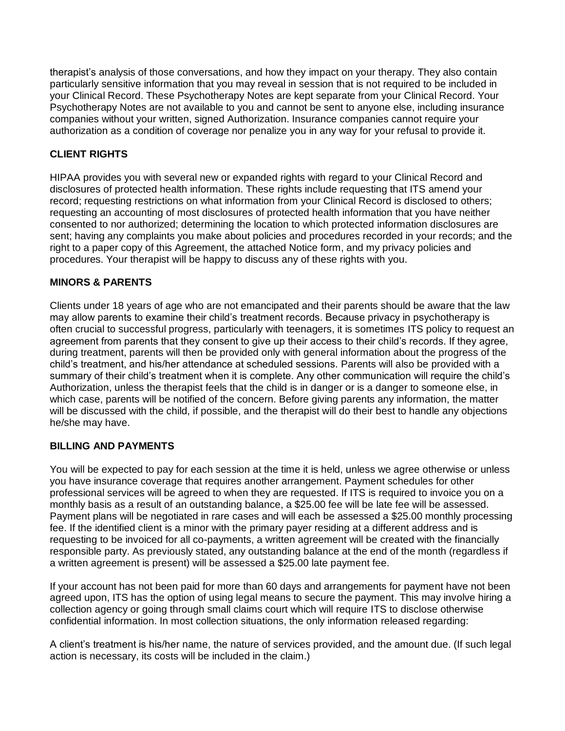therapist's analysis of those conversations, and how they impact on your therapy. They also contain particularly sensitive information that you may reveal in session that is not required to be included in your Clinical Record. These Psychotherapy Notes are kept separate from your Clinical Record. Your Psychotherapy Notes are not available to you and cannot be sent to anyone else, including insurance companies without your written, signed Authorization. Insurance companies cannot require your authorization as a condition of coverage nor penalize you in any way for your refusal to provide it.

**CLIENT RIGHTS**

HIPAA provides you with several new or expanded rights with regard to your Clinical Record and disclosures of protected health information. These rights include requesting that ITS amend your record; requesting restrictions on what information from your Clinical Record is disclosed to others; requesting an accounting of most disclosures of protected health information that you have neither consented to nor authorized; determining the location to which protected information disclosures are sent; having any complaints you make about policies and procedures recorded in your records; and the right to a paper copy of this Agreement, the attached Notice form, and my privacy policies and procedures. Your therapist will be happy to discuss any of these rights with you.

**MINORS & PARENTS**

Clients under 18 years of age who are not emancipated and their parents should be aware that the law may allow parents to examine their child's treatment records. Because privacy in psychotherapy is often crucial to successful progress, particularly with teenagers, it is sometimes ITS policy to request an agreement from parents that they consent to give up their access to their child's records. If they agree, during treatment, parents will then be provided only with general information about the progress of the child's treatment, and his/her attendance at scheduled sessions. Parents will also be provided with a summary of their child's treatment when it is complete. Any other communication will require the child's Authorization, unless the therapist feels that the child is in danger or is a danger to someone else, in which case, parents will be notified of the concern. Before giving parents any information, the matter will be discussed with the child, if possible, and the therapist will do their best to handle any objections he/she may have.

**BILLING AND PAYMENTS**

You will be expected to pay for each session at the time it is held, unless we agree otherwise or unless you have insurance coverage that requires another arrangement. Payment schedules for other professional services will be agreed to when they are requested. If ITS is required to invoice you on a monthly basis as a result of an outstanding balance, a $25.00 fee will be late fee will be assessed. Payment plans will be negotiated in rare cases and will each be assessed a $25.00 monthly processing fee. If the identified client is a minor with the primary payer residing at a different address and is requesting to be invoiced for all co-payments, a written agreement will be created with the financially responsible party. As previously stated, any outstanding balance at the end of the month (regardless if a written agreement is present) will be assessed a $25.00 late payment fee.

If your account has not been paid for more than 60 days and arrangements for payment have not been agreed upon, ITS has the option of using legal means to secure the payment. This may involve hiring a collection agency or going through small claims court which will require ITS to disclose otherwise confidential information. In most collection situations, the only information released regarding:

A client's treatment is his/her name, the nature of services provided, and the amount due. (If such legal action is necessary, its costs will be included in the claim.)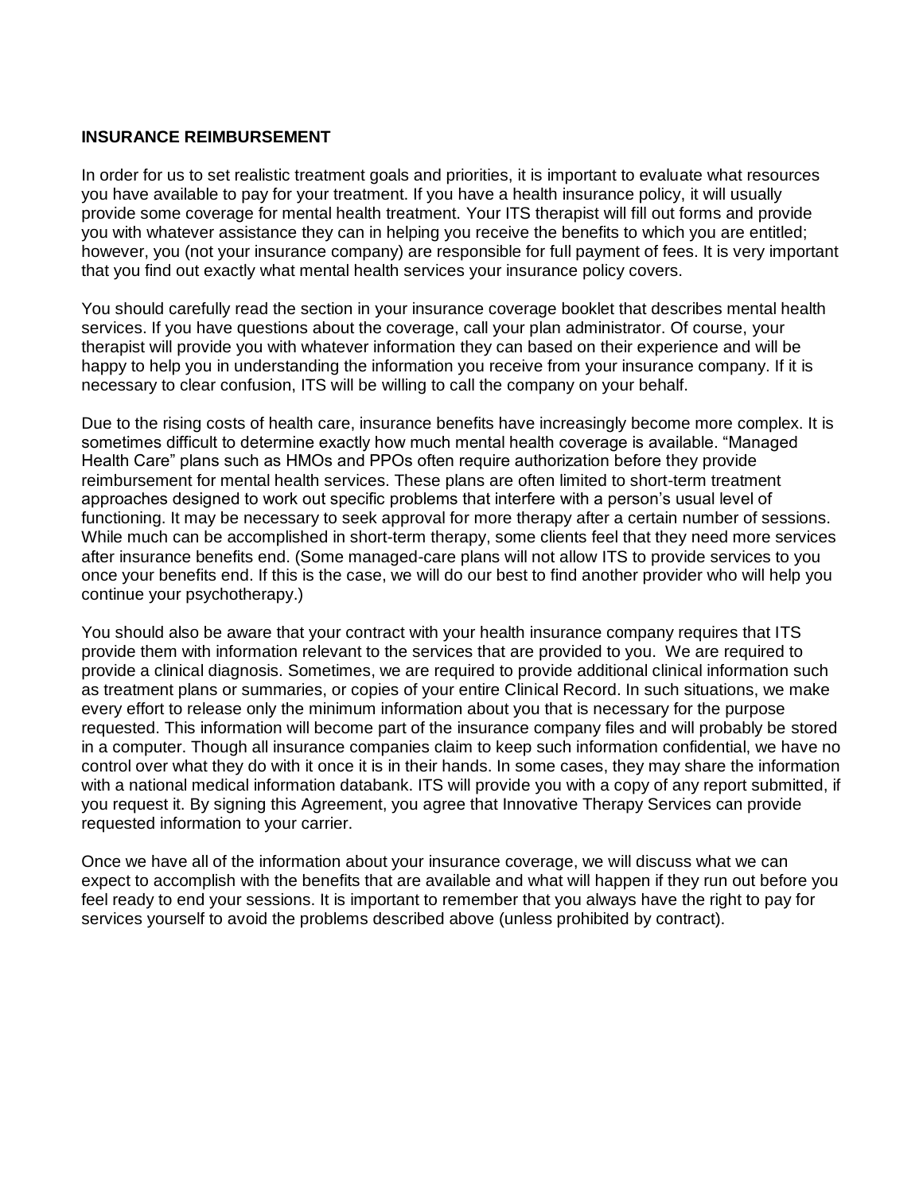**INSURANCE REIMBURSEMENT**

In order for us to set realistic treatment goals and priorities, it is important to evaluate what resources you have available to pay for your treatment. If you have a health insurance policy, it will usually provide some coverage for mental health treatment. Your ITS therapist will fill out forms and provide you with whatever assistance they can in helping you receive the benefits to which you are entitled; however, you (not your insurance company) are responsible for full payment of fees. It is very important that you find out exactly what mental health services your insurance policy covers.

You should carefully read the section in your insurance coverage booklet that describes mental health services. If you have questions about the coverage, call your plan administrator. Of course, your therapist will provide you with whatever information they can based on their experience and will be happy to help you in understanding the information you receive from your insurance company. If it is necessary to clear confusion, ITS will be willing to call the company on your behalf.

Due to the rising costs of health care, insurance benefits have increasingly become more complex. It is sometimes difficult to determine exactly how much mental health coverage is available. "Managed Health Care" plans such as HMOs and PPOs often require authorization before they provide reimbursement for mental health services. These plans are often limited to short-term treatment approaches designed to work out specific problems that interfere with a person's usual level of functioning. It may be necessary to seek approval for more therapy after a certain number of sessions. While much can be accomplished in short-term therapy, some clients feel that they need more services after insurance benefits end. (Some managed-care plans will not allow ITS to provide services to you once your benefits end. If this is the case, we will do our best to find another provider who will help you continue your psychotherapy.)

You should also be aware that your contract with your health insurance company requires that ITS provide them with information relevant to the services that are provided to you. We are required to provide a clinical diagnosis. Sometimes, we are required to provide additional clinical information such as treatment plans or summaries, or copies of your entire Clinical Record. In such situations, we make every effort to release only the minimum information about you that is necessary for the purpose requested. This information will become part of the insurance company files and will probably be stored in a computer. Though all insurance companies claim to keep such information confidential, we have no control over what they do with it once it is in their hands. In some cases, they may share the information with a national medical information databank. ITS will provide you with a copy of any report submitted, if you request it. By signing this Agreement, you agree that Innovative Therapy Services can provide requested information to your carrier.

Once we have all of the information about your insurance coverage, we will discuss what we can expect to accomplish with the benefits that are available and what will happen if they run out before you feel ready to end your sessions. It is important to remember that you always have the right to pay for services yourself to avoid the problems described above (unless prohibited by contract).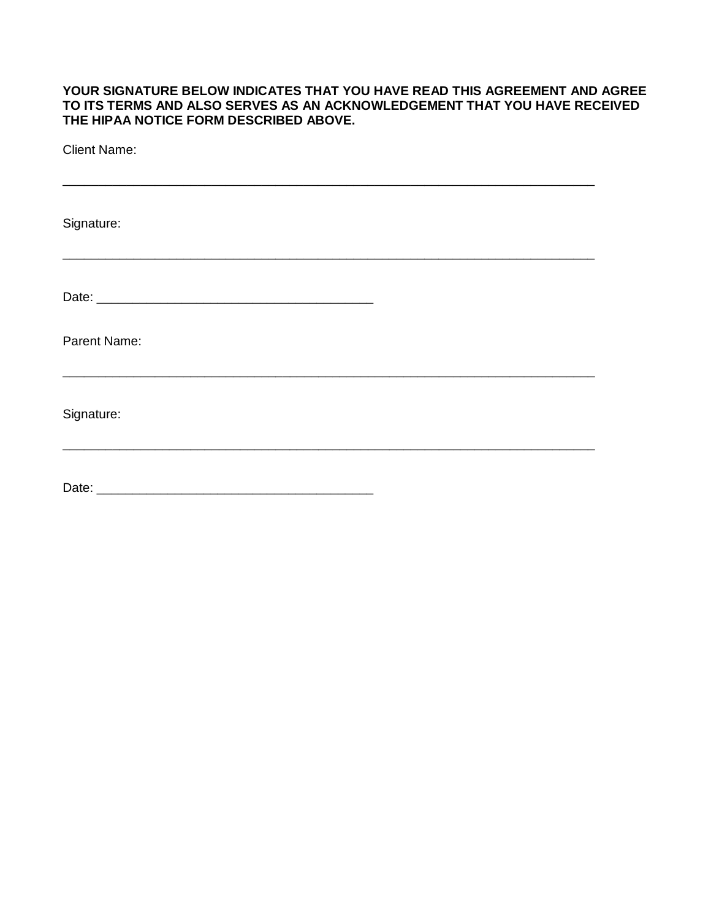**YOUR SIGNATURE BELOW INDICATES THAT YOU HAVE READ THIS AGREEMENT AND AGREE TO ITS TERMS AND ALSO SERVES AS AN ACKNOWLEDGEMENT THAT YOU HAVE RECEIVED THE HIPAA NOTICE FORM DESCRIBED ABOVE.**

Client Name:

______________________________________________________________________________

Signature:

______________________________________________________________________________

Date: ________________________________________

Parent Name:

______________________________________________________________________________

Signature:

______________________________________________________________________________

Date: ________________________________________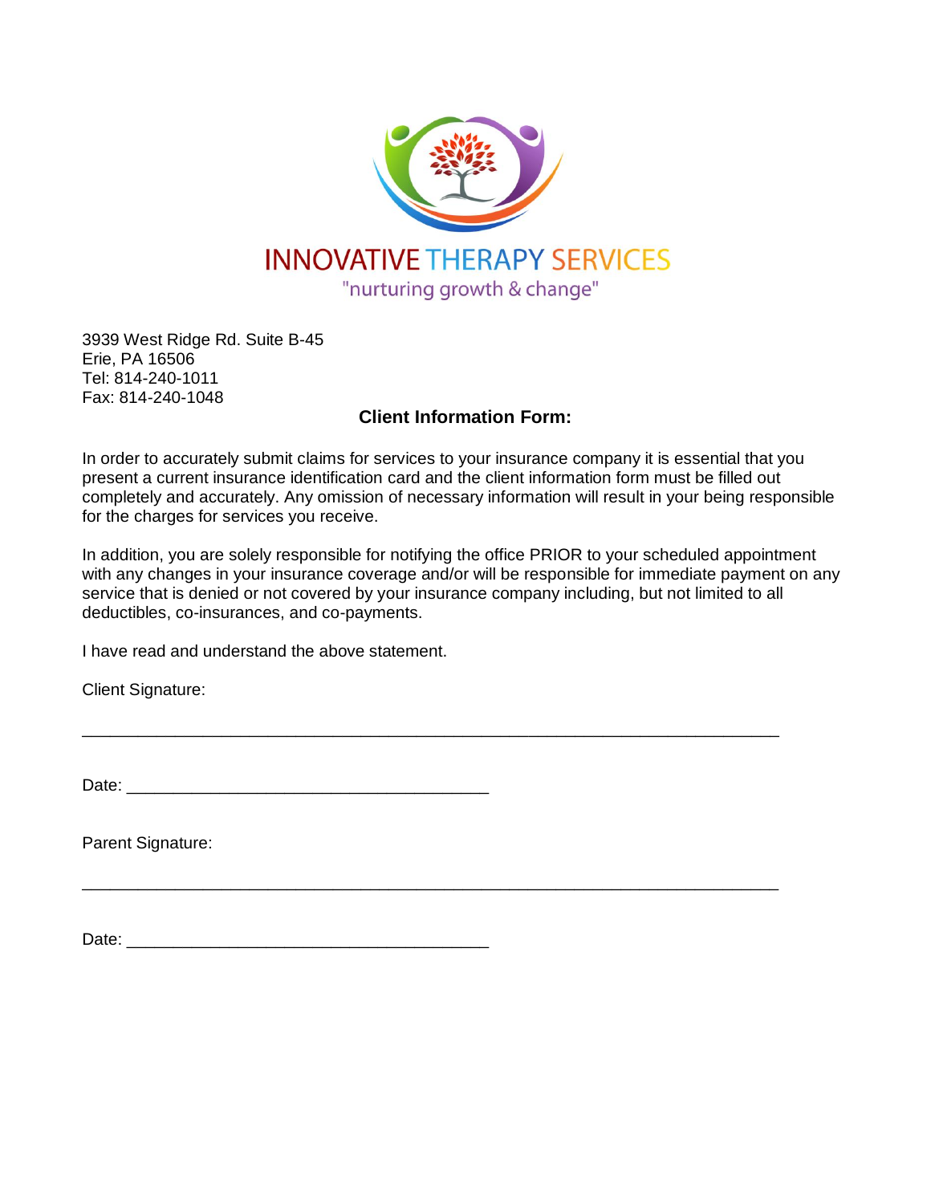INNOVATIVE THERAPY SERVICES

"nurturing growth & change"

3939 West Ridge Rd. Suite B-45
Erie, PA 16506
Tel: 814-240-1011
Fax: 814-240-1048

**Client Information Form:**

In order to accurately submit claims for services to your insurance company it is essential that you present a current insurance identification card and the client information form must be filled out completely and accurately. Any omission of necessary information will result in your being responsible for the charges for services you receive.

In addition, you are solely responsible for notifying the office PRIOR to your scheduled appointment with any changes in your insurance coverage and/or will be responsible for immediate payment on any service that is denied or not covered by your insurance company including, but not limited to all deductibles, co-insurances, and co-payments.

I have read and understand the above statement.

Client Signature:

_______________________________________________________________________

Date: _____________________________________

Parent Signature:

_______________________________________________________________________

Date: _____________________________________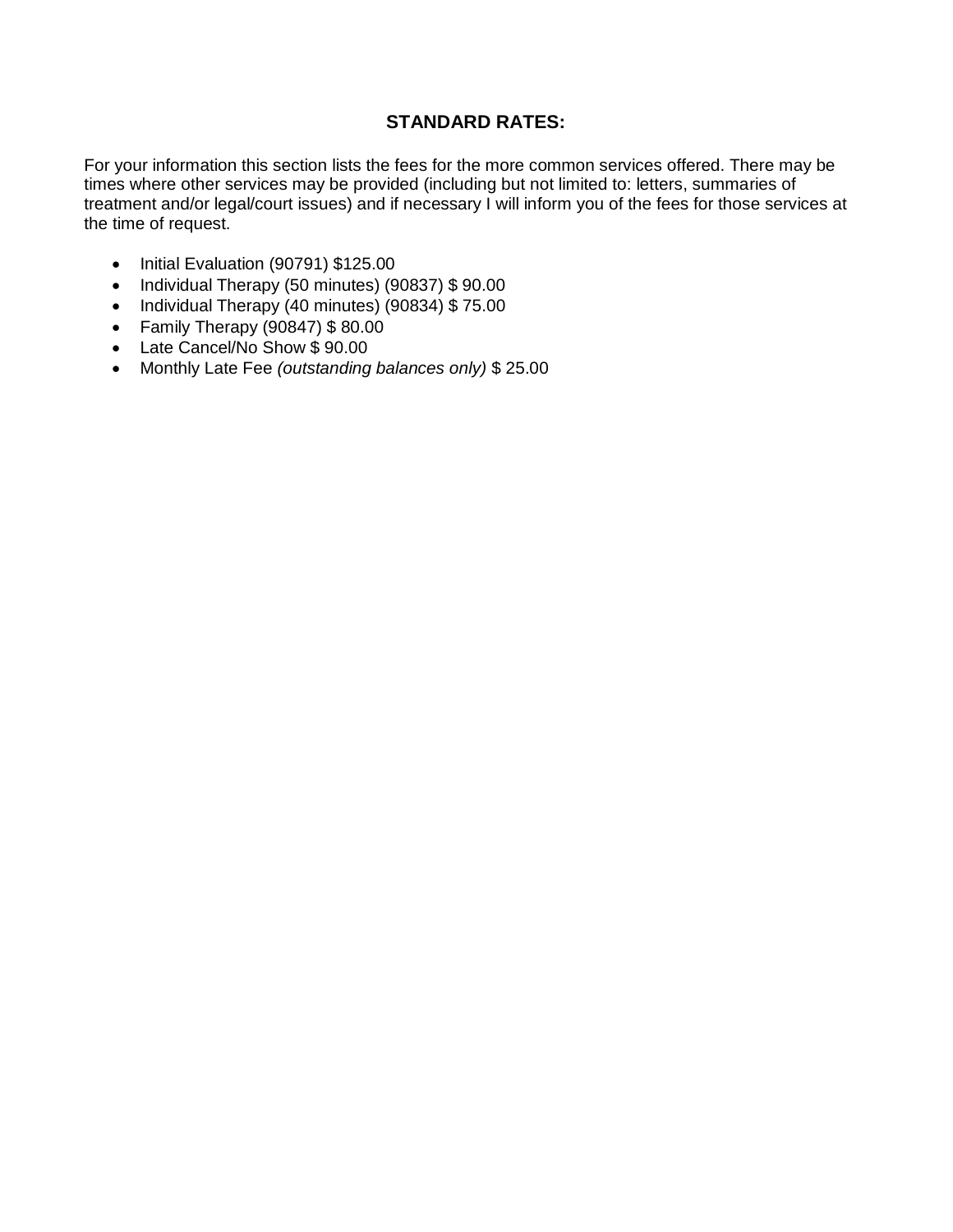## STANDARD RATES:

For your information this section lists the fees for the more common services offered. There may be times where other services may be provided (including but not limited to: letters, summaries of treatment and/or legal/court issues) and if necessary I will inform you of the fees for those services at the time of request.

- Initial Evaluation (90791) $125.00
- Individual Therapy (50 minutes) (90837) $ 90.00
- Individual Therapy (40 minutes) (90834) $ 75.00
- Family Therapy (90847) $ 80.00
- Late Cancel/No Show $ 90.00
- Monthly Late Fee *(outstanding balances only)* $ 25.00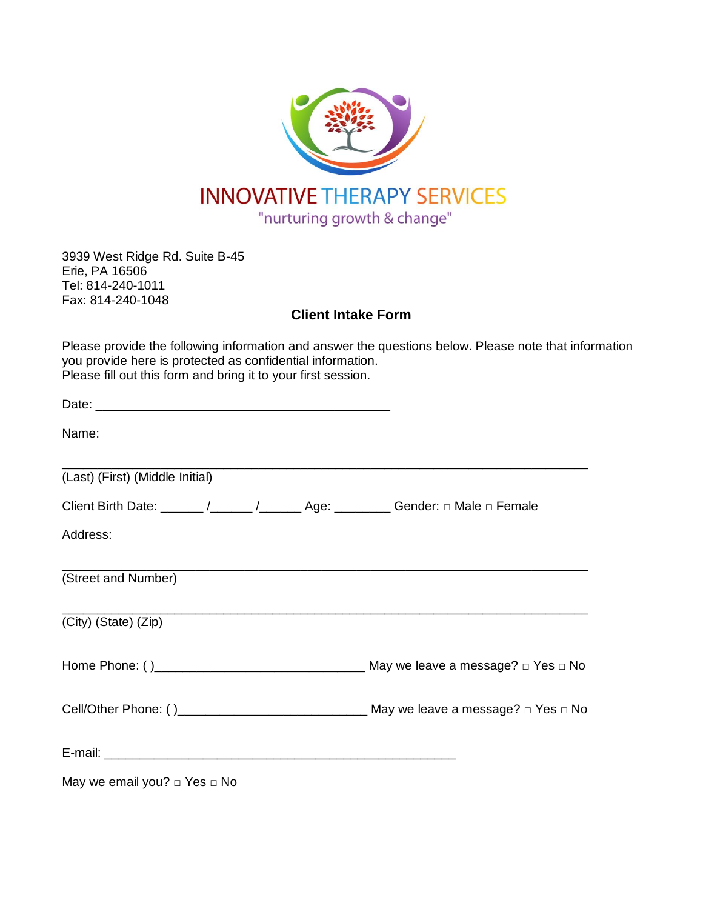INNOVATIVE THERAPY SERVICES

"nurturing growth & change"

3939 West Ridge Rd. Suite B-45
Erie, PA 16506
Tel: 814-240-1011
Fax: 814-240-1048

**Client Intake Form**

Please provide the following information and answer the questions below. Please note that information you provide here is protected as confidential information.
Please fill out this form and bring it to your first session.

Date: ___________________________________________

Name:

_____________________________________________________________________________
(Last) (First) (Middle Initial)

Client Birth Date: ______ /______ /______ Age: ________ Gender: □ Male □ Female

Address:

_____________________________________________________________________________
(Street and Number)

_____________________________________________________________________________
(City) (State) (Zip)

Home Phone: ( )______________________________ May we leave a message? □ Yes □ No

Cell/Other Phone: ( )___________________________ May we leave a message? □ Yes □ No

E-mail: ____________________________________________________

May we email you? □ Yes □ No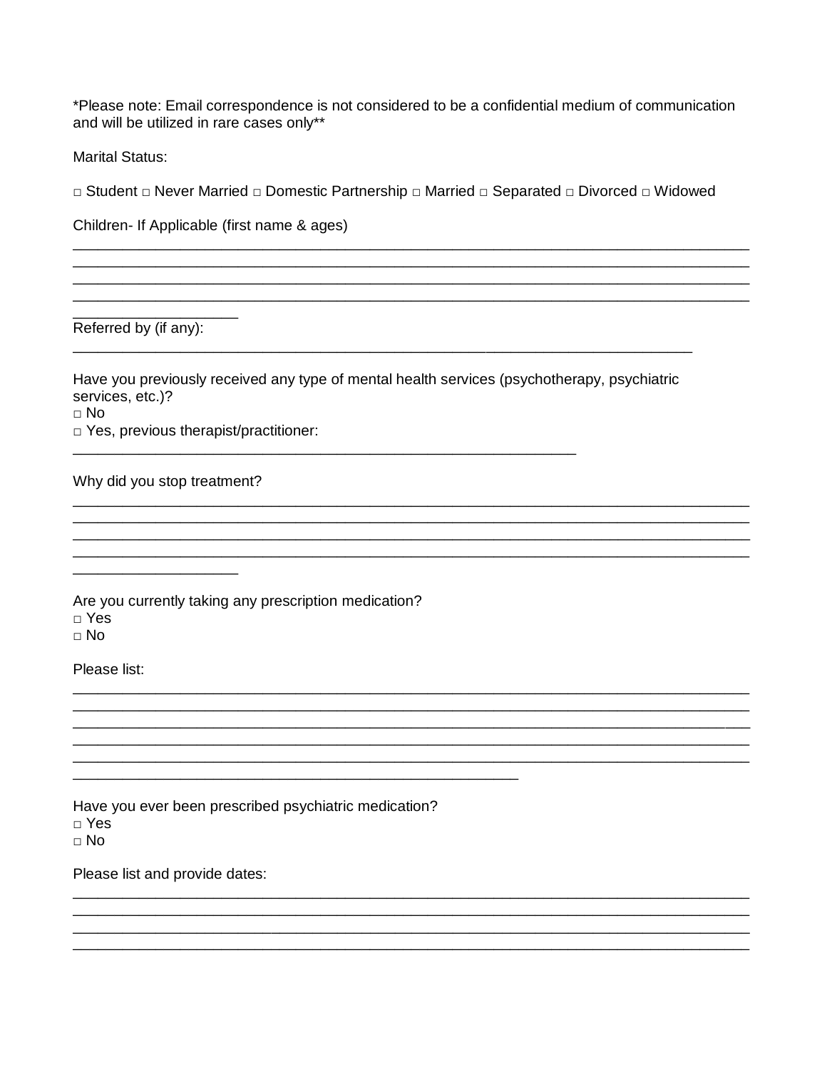*Please note: Email correspondence is not considered to be a confidential medium of communication and will be utilized in rare cases only**

Marital Status:

□ Student □ Never Married □ Domestic Partnership □ Married □ Separated □ Divorced □ Widowed

Children- If Applicable (first name & ages)

________________________________________________________________________________
________________________________________________________________________________
________________________________________________________________________________
________________________________________________________________________________
____________________

Referred by (if any):

__________________________________________________________________________

Have you previously received any type of mental health services (psychotherapy, psychiatric services, etc.)?

□ No

□ Yes, previous therapist/practitioner:

____________________________________________________________

Why did you stop treatment?

________________________________________________________________________________
________________________________________________________________________________
________________________________________________________________________________
________________________________________________________________________________
____________________

Are you currently taking any prescription medication?

□ Yes

□ No

Please list:

________________________________________________________________________________
________________________________________________________________________________
________________________________________________________________________________
________________________________________________________________________________
________________________________________________________________________________
_____________________________________________________

Have you ever been prescribed psychiatric medication?

□ Yes

□ No

Please list and provide dates:

________________________________________________________________________________
________________________________________________________________________________
________________________________________________________________________________
________________________________________________________________________________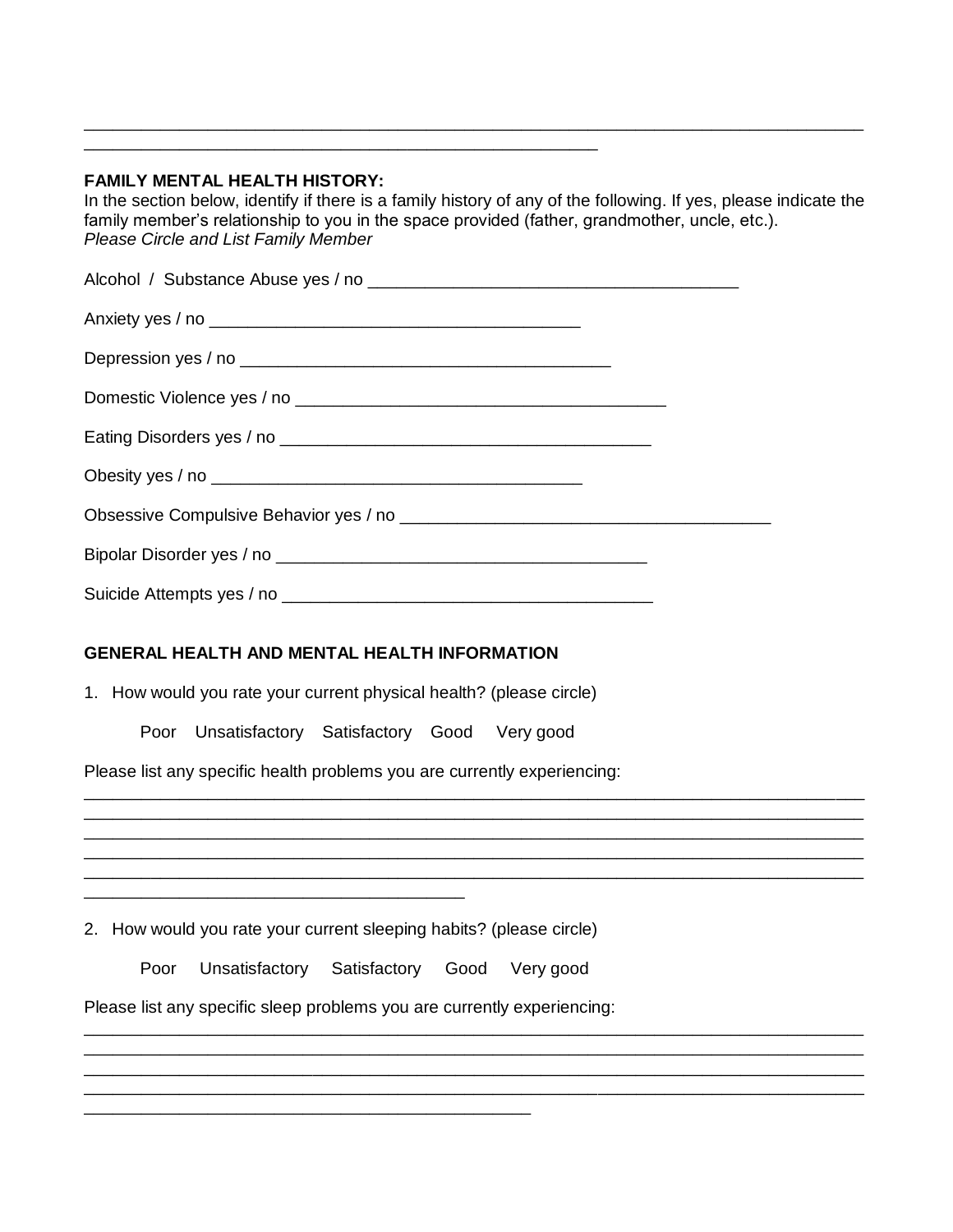______________________________________________________________________________
____________________________________________________

**FAMILY MENTAL HEALTH HISTORY:**
In the section below, identify if there is a family history of any of the following. If yes, please indicate the family member's relationship to you in the space provided (father, grandmother, uncle, etc.).
*Please Circle and List Family Member*

Alcohol / Substance Abuse yes / no _____________________________________

Anxiety yes / no _____________________________________

Depression yes / no _____________________________________

Domestic Violence yes / no _____________________________________

Eating Disorders yes / no _____________________________________

Obesity yes / no _____________________________________

Obsessive Compulsive Behavior yes / no _____________________________________

Bipolar Disorder yes / no _____________________________________

Suicide Attempts yes / no _____________________________________

**GENERAL HEALTH AND MENTAL HEALTH INFORMATION**

1. How would you rate your current physical health? (please circle)

   Poor   Unsatisfactory   Satisfactory   Good   Very good

Please list any specific health problems you are currently experiencing:
______________________________________________________________________________
______________________________________________________________________________
______________________________________________________________________________
______________________________________________________________________________
______________________________________________________________________________
______________________________________

2. How would you rate your current sleeping habits? (please circle)

   Poor   Unsatisfactory   Satisfactory   Good   Very good

Please list any specific sleep problems you are currently experiencing:
______________________________________________________________________________
______________________________________________________________________________
______________________________________________________________________________
______________________________________________________________________________
_____________________________________________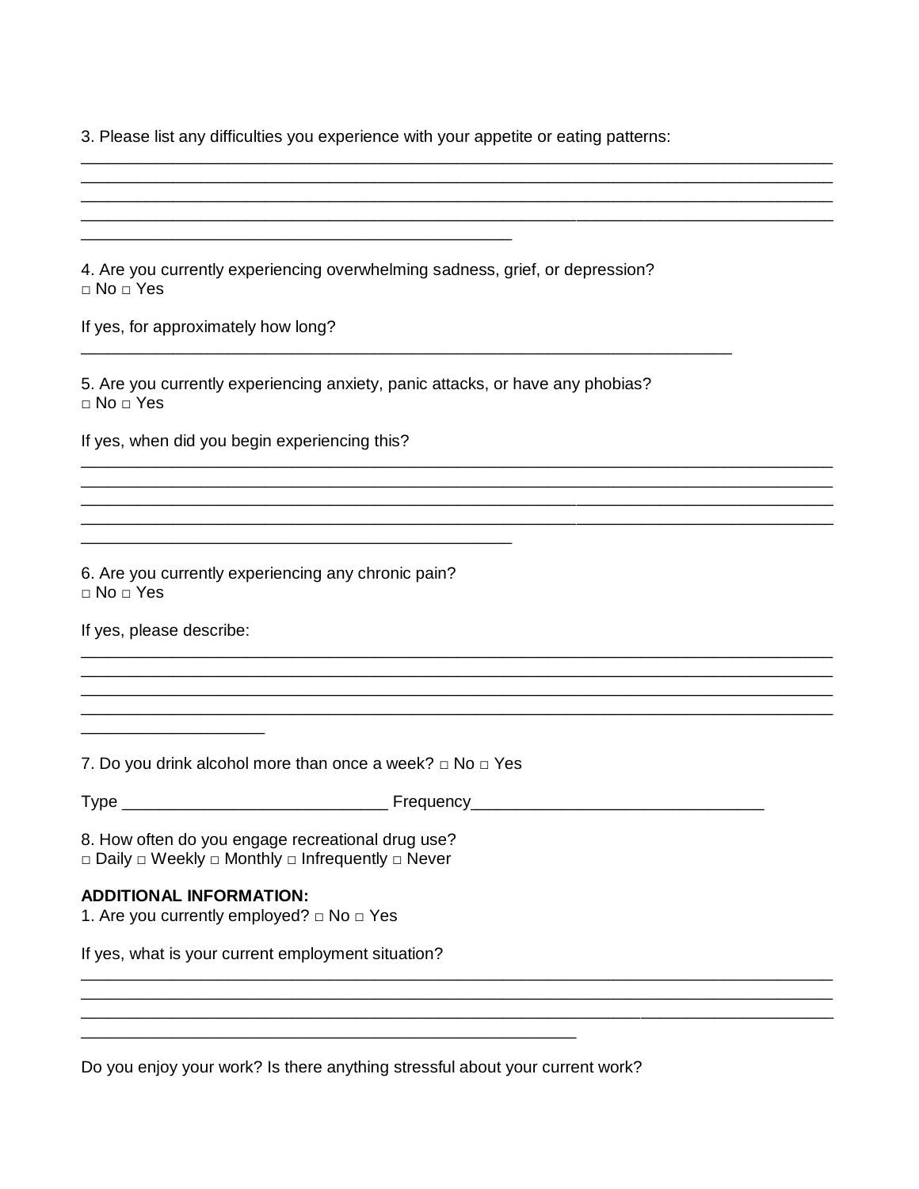3. Please list any difficulties you experience with your appetite or eating patterns:

________________________________________________________________________________
________________________________________________________________________________
________________________________________________________________________________
________________________________________________________________________________
_____________________________________________

4. Are you currently experiencing overwhelming sadness, grief, or depression?
□ No □ Yes

If yes, for approximately how long?

_____________________________________________________________________

5. Are you currently experiencing anxiety, panic attacks, or have any phobias?
□ No □ Yes

If yes, when did you begin experiencing this?

________________________________________________________________________________
________________________________________________________________________________
________________________________________________________________________________
________________________________________________________________________________
_____________________________________________

6. Are you currently experiencing any chronic pain?
□ No □ Yes

If yes, please describe:

________________________________________________________________________________
________________________________________________________________________________
________________________________________________________________________________
________________________________________________________________________________
___________________

7. Do you drink alcohol more than once a week? □ No □ Yes

Type ____________________________ Frequency_______________________________

8. How often do you engage recreational drug use?
□ Daily □ Weekly □ Monthly □ Infrequently □ Never

**ADDITIONAL INFORMATION:**

1. Are you currently employed? □ No □ Yes

If yes, what is your current employment situation?

________________________________________________________________________________
________________________________________________________________________________
________________________________________________________________________________
____________________________________________________

Do you enjoy your work? Is there anything stressful about your current work?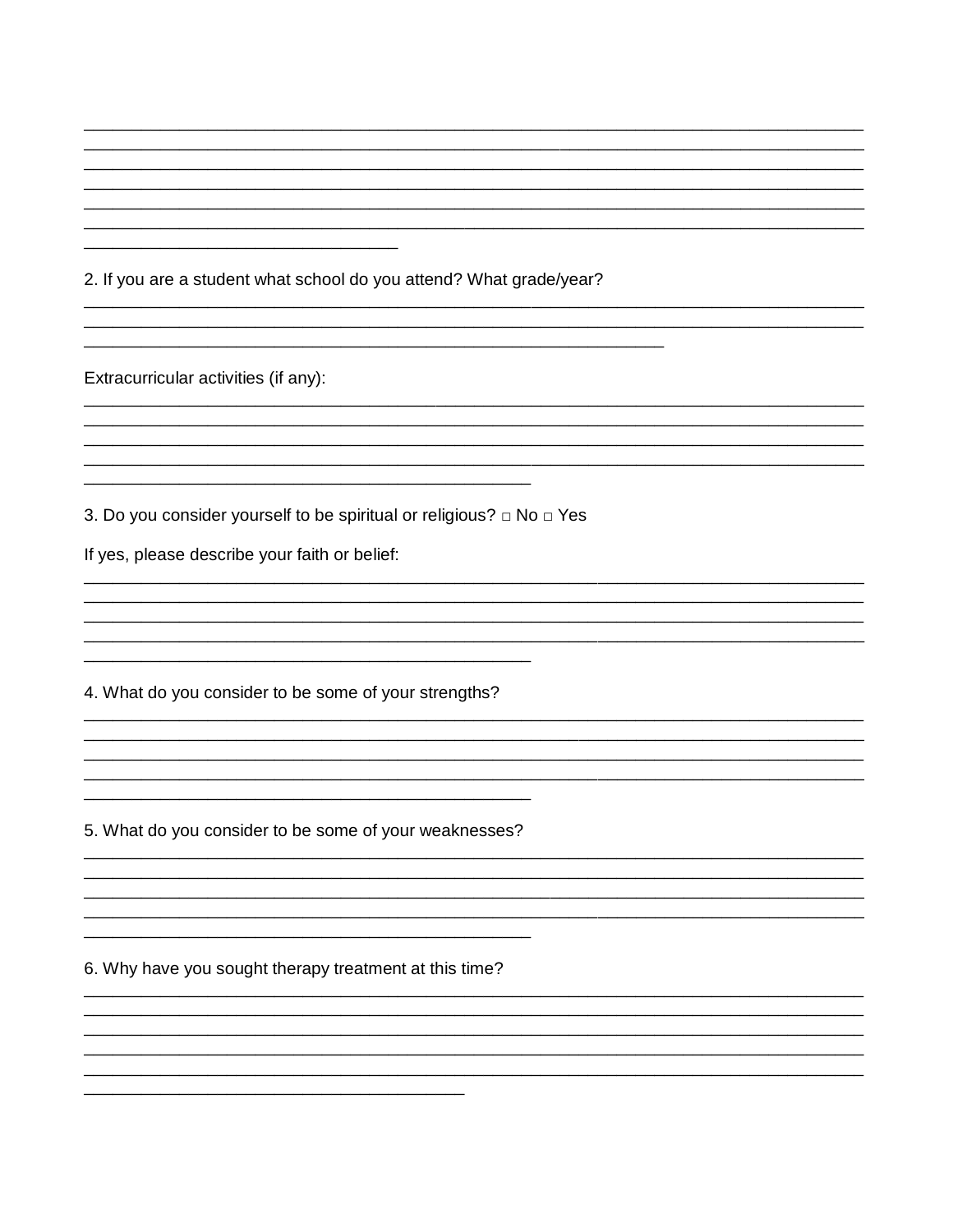2. If you are a student what school do you attend? What grade/year?

Extracurricular activities (if any):

3. Do you consider yourself to be spiritual or religious? □ No □ Yes

If yes, please describe your faith or belief:

4. What do you consider to be some of your strengths?

5. What do you consider to be some of your weaknesses?

6. Why have you sought therapy treatment at this time?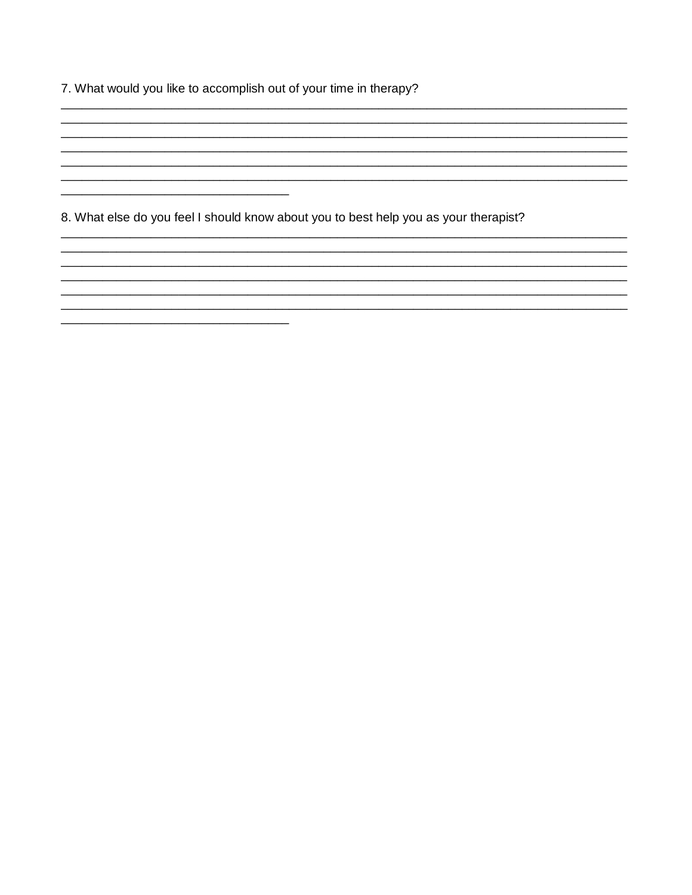7. What would you like to accomplish out of your time in therapy?

_______________________________________________________________________________
_______________________________________________________________________________
_______________________________________________________________________________
_______________________________________________________________________________
_______________________________________________________________________________
_______________________________________________________________________________
________________________________

8. What else do you feel I should know about you to best help you as your therapist?

_______________________________________________________________________________
_______________________________________________________________________________
_______________________________________________________________________________
_______________________________________________________________________________
_______________________________________________________________________________
_______________________________________________________________________________
________________________________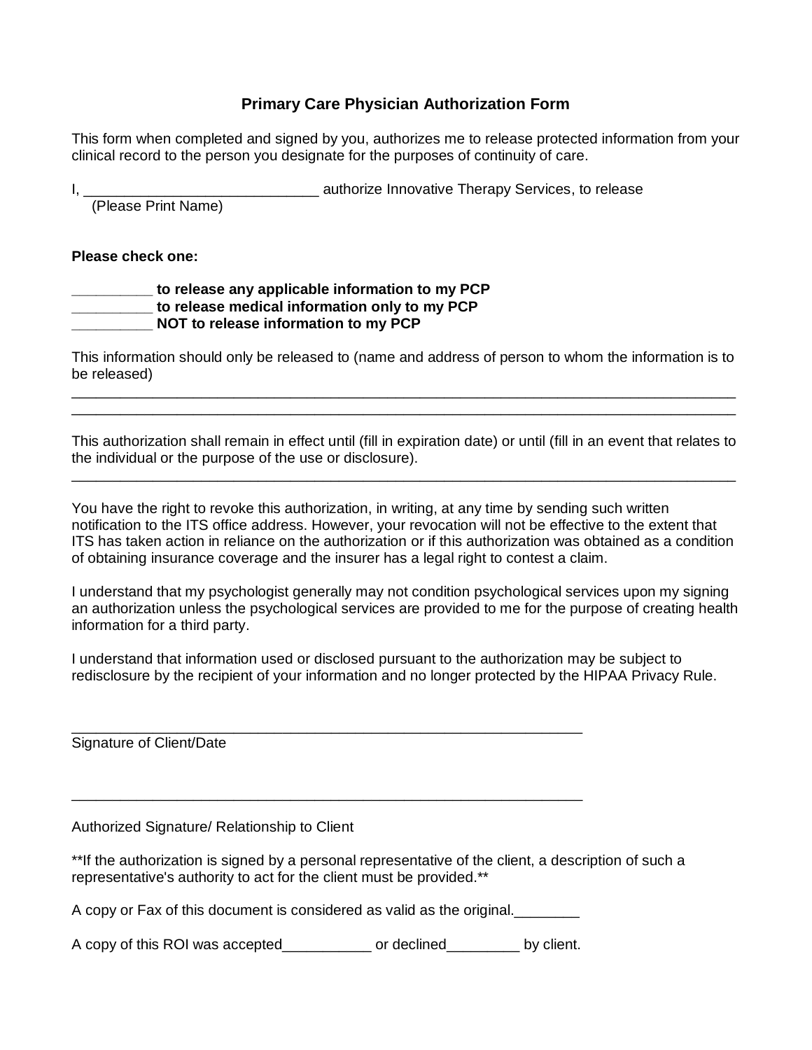# Primary Care Physician Authorization Form

This form when completed and signed by you, authorizes me to release protected information from your clinical record to the person you designate for the purposes of continuity of care.

I, ____________________________ authorize Innovative Therapy Services, to release
(Please Print Name)

**Please check one:**

**_________ to release any applicable information to my PCP**
**_________ to release medical information only to my PCP**
**_________ NOT to release information to my PCP**

This information should only be released to (name and address of person to whom the information is to be released)
______________________________________________________________________________
______________________________________________________________________________

This authorization shall remain in effect until (fill in expiration date) or until (fill in an event that relates to the individual or the purpose of the use or disclosure).
______________________________________________________________________________

You have the right to revoke this authorization, in writing, at any time by sending such written notification to the ITS office address. However, your revocation will not be effective to the extent that ITS has taken action in reliance on the authorization or if this authorization was obtained as a condition of obtaining insurance coverage and the insurer has a legal right to contest a claim.

I understand that my psychologist generally may not condition psychological services upon my signing an authorization unless the psychological services are provided to me for the purpose of creating health information for a third party.

I understand that information used or disclosed pursuant to the authorization may be subject to redisclosure by the recipient of your information and no longer protected by the HIPAA Privacy Rule.

____________________________________________________________
Signature of Client/Date

____________________________________________________________

Authorized Signature/ Relationship to Client

**If the authorization is signed by a personal representative of the client, a description of such a representative's authority to act for the client must be provided.**

A copy or Fax of this document is considered as valid as the original.________

A copy of this ROI was accepted___________ or declined_________ by client.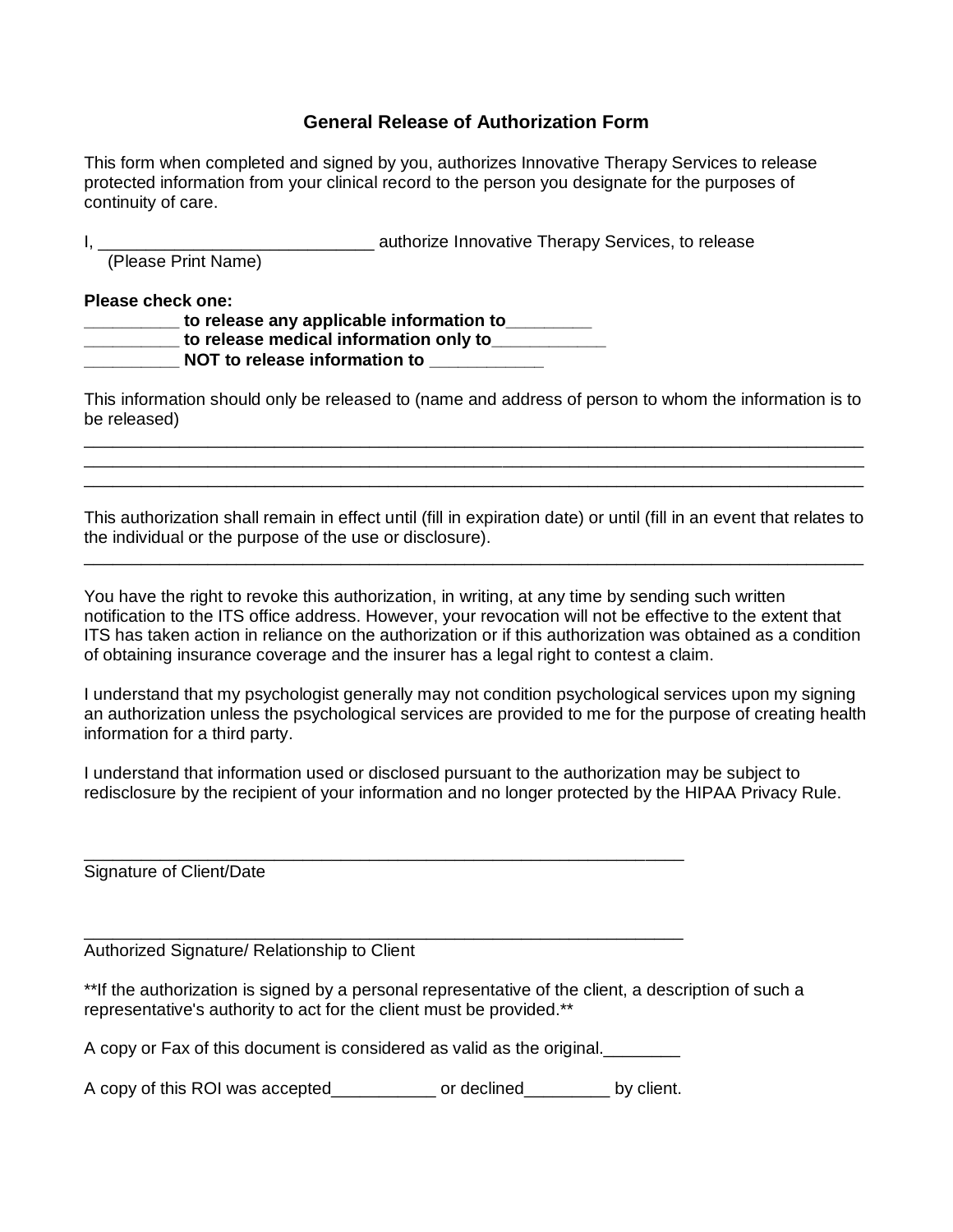# General Release of Authorization Form

This form when completed and signed by you, authorizes Innovative Therapy Services to release protected information from your clinical record to the person you designate for the purposes of continuity of care.

I, ____________________________ authorize Innovative Therapy Services, to release
(Please Print Name)

**Please check one:**
**_________ to release any applicable information to________**
**_________ to release medical information only to___________**
**_________ NOT to release information to ___________**

This information should only be released to (name and address of person to whom the information is to be released)
___________________________________________________________________________
___________________________________________________________________________
___________________________________________________________________________

This authorization shall remain in effect until (fill in expiration date) or until (fill in an event that relates to the individual or the purpose of the use or disclosure).
___________________________________________________________________________

You have the right to revoke this authorization, in writing, at any time by sending such written notification to the ITS office address. However, your revocation will not be effective to the extent that ITS has taken action in reliance on the authorization or if this authorization was obtained as a condition of obtaining insurance coverage and the insurer has a legal right to contest a claim.

I understand that my psychologist generally may not condition psychological services upon my signing an authorization unless the psychological services are provided to me for the purpose of creating health information for a third party.

I understand that information used or disclosed pursuant to the authorization may be subject to redisclosure by the recipient of your information and no longer protected by the HIPAA Privacy Rule.

_____________________________________________________________
Signature of Client/Date

_____________________________________________________________
Authorized Signature/ Relationship to Client

**If the authorization is signed by a personal representative of the client, a description of such a representative's authority to act for the client must be provided.**

A copy or Fax of this document is considered as valid as the original.________

A copy of this ROI was accepted___________ or declined_________ by client.